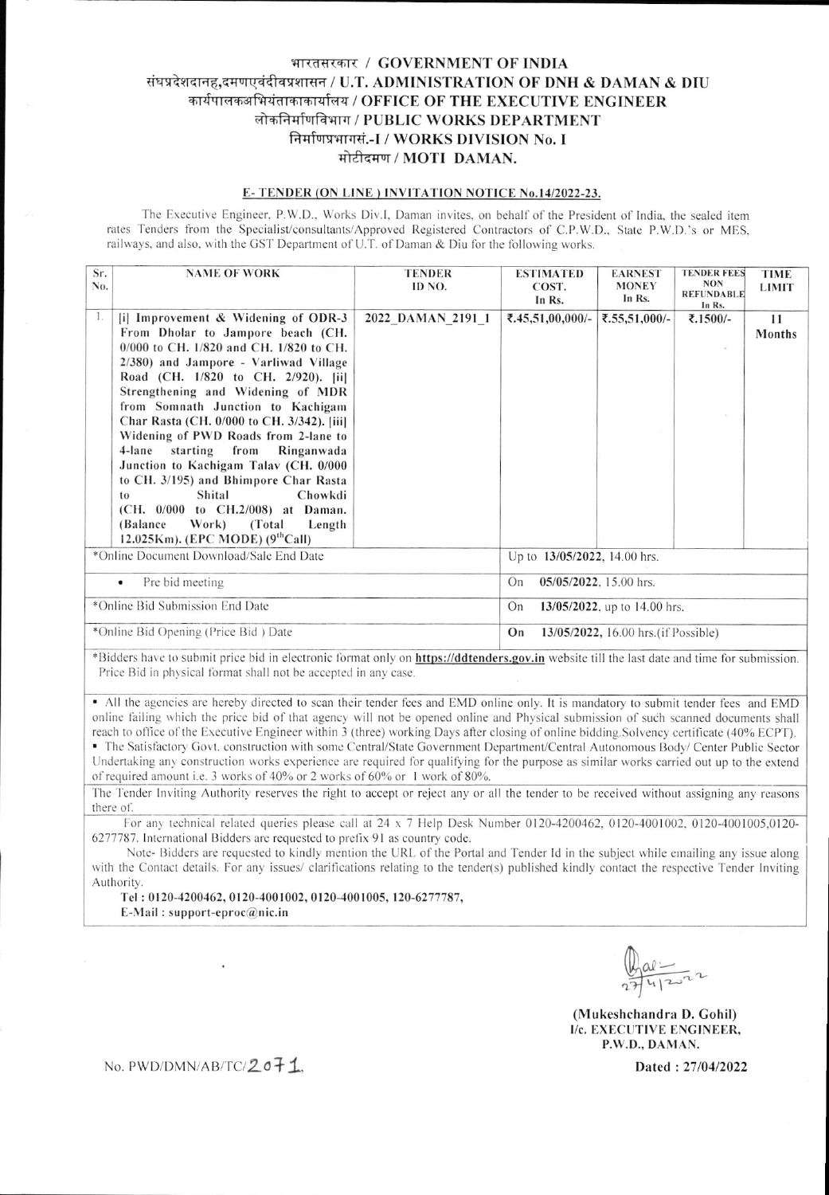# भारतसरकार / GOVERNMENT OF INDIA
## संघप्रदेशदानह,दमणएवंदीवप्रशासन / U.T. ADMINISTRATION OF DNH & DAMAN & DIU
## कार्यपालकअभियंताकाकार्यालय / OFFICE OF THE EXECUTIVE ENGINEER
## लोकनिर्माणविभाग / PUBLIC WORKS DEPARTMENT
## निर्माणप्रभागसं.-I / WORKS DIVISION No. I
## मोटीदमण / MOTI DAMAN.

**E- TENDER (ON LINE ) INVITATION NOTICE No.14/2022-23.**

The Executive Engineer, P.W.D., Works Div.I, Daman invites, on behalf of the President of India, the sealed item rates Tenders from the Specialist/consultants/Approved Registered Contractors of C.P.W.D., State P.W.D.'s or MES, railways, and also, with the GST Department of U.T. of Daman & Diu for the following works.

| Sr. No. | NAME OF WORK | TENDER ID NO. | ESTIMATED COST. In Rs. | EARNEST MONEY In Rs. | TENDER FEES NON REFUNDABLE In Rs. | TIME LIMIT |
|---|---|---|---|---|---|---|
| 1. | **[i] Improvement & Widening of ODR-3 From Dholar to Jampore beach (CH. 0/000 to CH. 1/820 and CH. 1/820 to CH. 2/380) and Jampore - Varliwad Village Road (CH. 1/820 to CH. 2/920). [ii] Strengthening and Widening of MDR from Somnath Junction to Kachigam Char Rasta (CH. 0/000 to CH. 3/342). [iii] Widening of PWD Roads from 2-lane to 4-lane starting from Ringanwada Junction to Kachigam Talav (CH. 0/000 to CH. 3/195) and Bhimpore Char Rasta to Shital Chowkdi (CH. 0/000 to CH.2/008) at Daman. (Balance Work) (Total Length 12.025Km). (EPC MODE) (9th Call)** | **2022_DAMAN_2191_1** | **₹.45,51,00,000/-** | **₹.55,51,000/-** | **₹.1500/-** | **11 Months** |
| | *Online Document Download/Sale End Date | | Up to **13/05/2022**, 14.00 hrs. | | | |
| | • Pre bid meeting | | On **05/05/2022**, 15.00 hrs. | | | |
| | *Online Bid Submission End Date | | On **13/05/2022**, up to 14.00 hrs. | | | |
| | *Online Bid Opening (Price Bid ) Date | | **On 13/05/2022**, 16.00 hrs.(if Possible) | | | |

*Bidders have to submit price bid in electronic format only on **https://ddtenders.gov.in** website till the last date and time for submission. Price Bid in physical format shall not be accepted in any case.

- All the agencies are hereby directed to scan their tender fees and EMD online only. It is mandatory to submit tender fees and EMD online failing which the price bid of that agency will not be opened online and Physical submission of such scanned documents shall reach to office of the Executive Engineer within 3 (three) working Days after closing of online bidding.Solvency certificate (40% ECPT).
- The Satisfactory Govt. construction with some Central/State Government Department/Central Autonomous Body/ Center Public Sector Undertaking any construction works experience are required for qualifying for the purpose as similar works carried out up to the extend of required amount i.e. 3 works of 40% or 2 works of 60% or 1 work of 80%.

The Tender Inviting Authority reserves the right to accept or reject any or all the tender to be received without assigning any reasons there of.

For any technical related queries please call at 24 x 7 Help Desk Number 0120-4200462, 0120-4001002, 0120-4001005,0120-6277787. International Bidders are requested to prefix 91 as country code.

Note- Bidders are requested to kindly mention the URL of the Portal and Tender Id in the subject while emailing any issue along with the Contact details. For any issues/ clarifications relating to the tender(s) published kindly contact the respective Tender Inviting Authority.

**Tel : 0120-4200462, 0120-4001002, 0120-4001005, 120-6277787,**
**E-Mail : support-eproc@nic.in**

27/4/2022

**(Mukeshchandra D. Gohil)**
**I/c. EXECUTIVE ENGINEER,**
**P.W.D., DAMAN.**

No. PWD/DMN/AB/TC/2071. **Dated : 27/04/2022**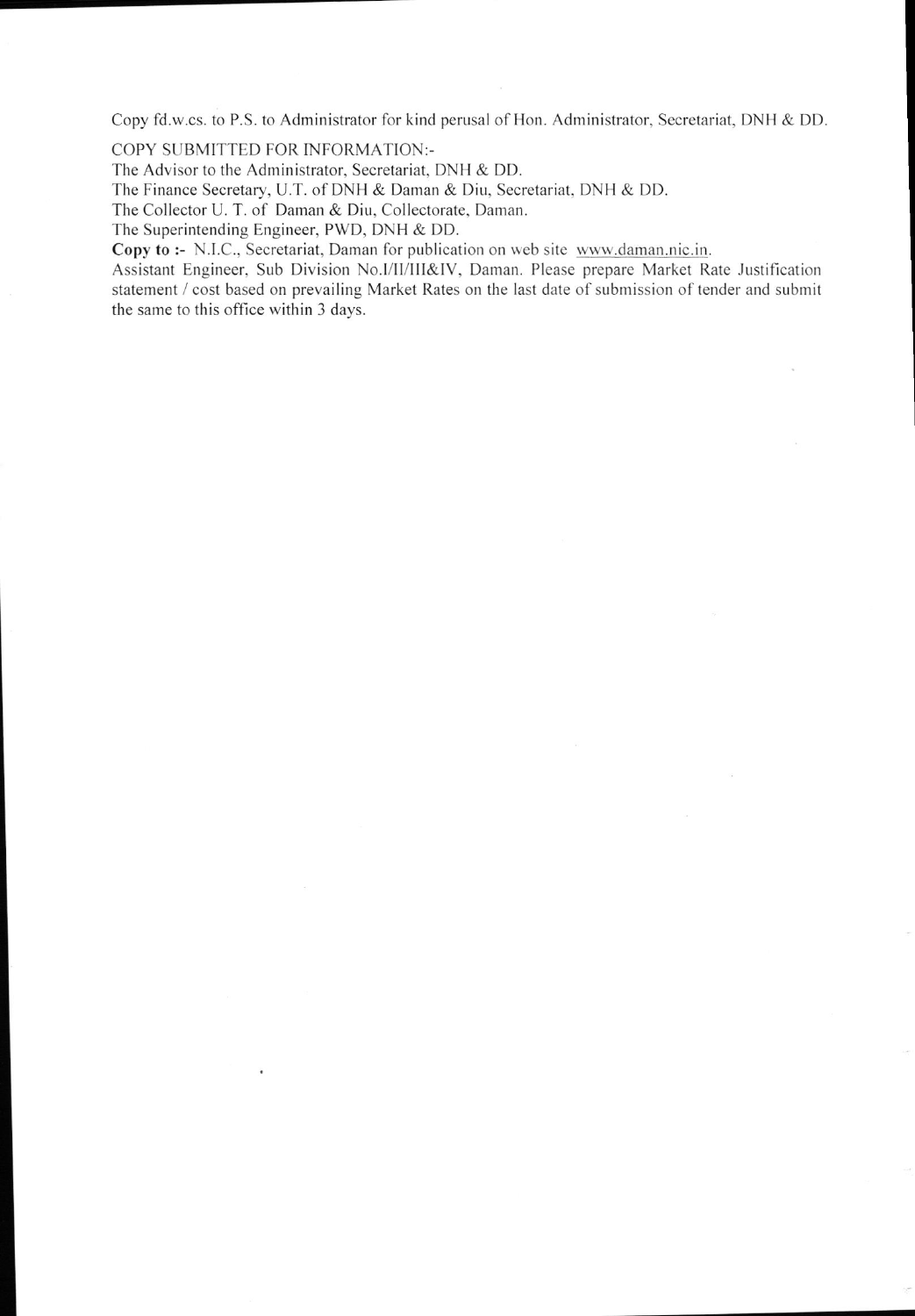Copy fd.w.cs. to P.S. to Administrator for kind perusal of Hon. Administrator, Secretariat, DNH & DD.

COPY SUBMITTED FOR INFORMATION:-

The Advisor to the Administrator, Secretariat, DNH & DD.

The Finance Secretary, U.T. of DNH & Daman & Diu, Secretariat, DNH & DD.

The Collector U. T. of Daman & Diu, Collectorate, Daman.

The Superintending Engineer, PWD, DNH & DD.

**Copy to :-** N.I.C., Secretariat, Daman for publication on web site www.daman.nic.in.

Assistant Engineer, Sub Division No.I/II/III&IV, Daman. Please prepare Market Rate Justification statement / cost based on prevailing Market Rates on the last date of submission of tender and submit the same to this office within 3 days.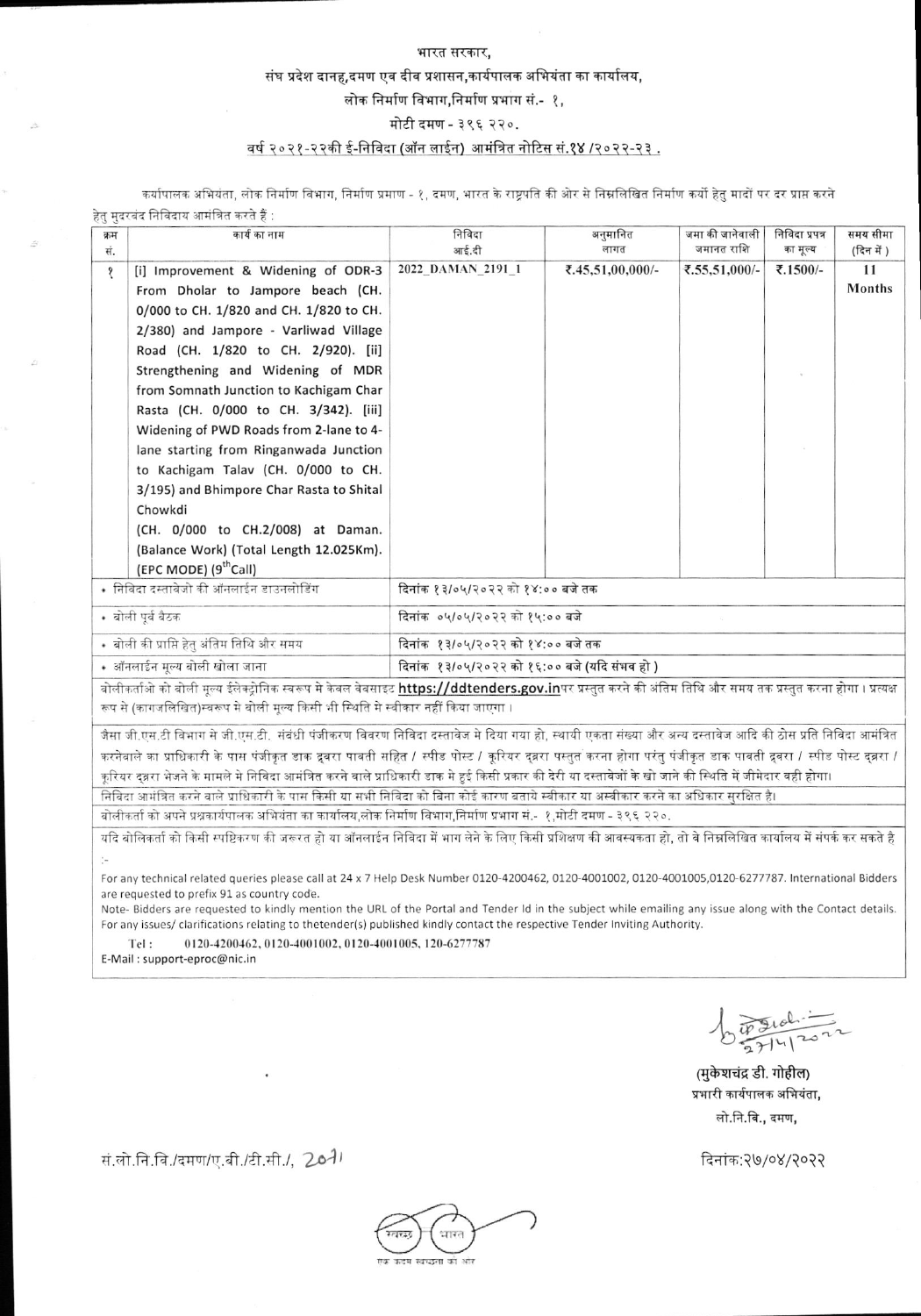भारत सरकार,

संघ प्रदेश दानह,दमण एव दीव प्रशासन,कार्यपालक अभियंता का कार्यालय,

लोक निर्माण विभाग,निर्माण प्रभाग सं.- १,

मोटी दमण - ३९६ २२०.

वर्ष २०२१-२२की ई-निविदा (ऑन लाईन) आमंत्रित नोटिस सं.१४ /२०२२-२३ .

कर्यापालक अभियंता, लोक निर्माण विभाग, निर्माण प्रमाण - १, दमण, भारत के राष्ट्रपति की ओर से निम्नलिखित निर्माण कर्यो हेतु मादों पर दर प्राप्त करने हेतु मुहरबंद निविदाय आमंत्रित करते हैं :

| क्रम सं. | कार्य का नाम | निविदा आई.दी | अनुमानित लागत | जमा की जानेवाली जमानत राशि | निविदा प्रपत्र का मूल्य | समय सीमा (दिन में) |
|---|---|---|---|---|---|---|
| १ | [i] Improvement & Widening of ODR-3 From Dholar to Jampore beach (CH. 0/000 to CH. 1/820 and CH. 1/820 to CH. 2/380) and Jampore - Varliwad Village Road (CH. 1/820 to CH. 2/920). [ii] Strengthening and Widening of MDR from Somnath Junction to Kachigam Char Rasta (CH. 0/000 to CH. 3/342). [iii] Widening of PWD Roads from 2-lane to 4-lane starting from Ringanwada Junction to Kachigam Talav (CH. 0/000 to CH. 3/195) and Bhimpore Char Rasta to Shital Chowkdi (CH. 0/000 to CH.2/008) at Daman. (Balance Work) (Total Length 12.025Km). (EPC MODE) (9th Call) | 2022_DAMAN_2191_1 | ₹.45,51,00,000/- | ₹.55,51,000/- | ₹.1500/- | 11 Months |

| | |
|---|---|
| • निविदा दस्तावेजो की ऑनलाईन डाउनलोडिंग | दिनांक १३/०५/२०२२ को १४:०० बजे तक |
| • बोली पूर्व बैठक | दिनांक ०५/०५/२०२२ को १५:०० बजे |
| • बोली की प्राप्ति हेतु अंतिम तिथि और समय | दिनांक १३/०५/२०२२ को १४:०० बजे तक |
| • ऑनलाईन मूल्य बोली खोला जाना | दिनांक १३/०५/२०२२ को १६:०० बजे (यदि संभव हो ) |

बोलीकर्ताओ को बोली मूल्य ईलेक्ट्रोनिक स्वरूप मे केवल बेवसाइट **https://ddtenders.gov.in**पर प्रस्तुत करने की अंतिम तिथि और समय तक प्रस्तुत करना होगा। प्रत्यक्ष रूप से (कागजलिखित)स्वरूप मे बोली मूल्य किसी भी स्थिति मे स्वीकार नहीं किया जाएगा।

जैसा जी.एस.टी विभाग से जी.एस.टी. संबंधी पंजीकरण विवरण निविदा दस्तावेज मे दिया गया हो, स्थायी एकता संख्या और अन्य दस्तावेज आदि की ठोस प्रति निविदा आमंत्रित करनेवाले का प्राधिकारी के पास पंजीकृत डाक द्वारा पावती सहित / स्पीड पोस्ट / कूरियर द्वारा पस्तुत करना होगा परंतु पंजीकृत डाक पावती द्वारा / स्पीड पोस्ट द्वारा / कूरियर द्वारा भेजने के मामले मे निविदा आमंत्रित करने वाले प्राधिकारी डाक मे हुई किसी प्रकार की देरी या दस्तावेजों के खो जाने की स्थिति में जीमेदार नही होगा।

निविदा आमंत्रित करने वाले प्राधिकारी के पास किसी या सभी निविदा को बिना कोई कारण बताये स्वीकार या अस्वीकार करने का अधिकार सुरक्षित है।

बोलीकर्ता को अपने प्रश्नकार्यपालक अभियंता का कार्यालय,लोक निर्माण विभाग,निर्माण प्रभाग सं.- १,मोटी दमण - ३९६ २२०.

यदि बोलिकर्ता को किसी स्पष्टिकरण की जरूरत हो या ऑनलाईन निविदा में भाग लेने के लिए किसी प्रशिक्षण की आवस्यकता हो, तो वे निम्नलिखित कार्यालय में संपर्क कर सकते है :-

For any technical related queries please call at 24 x 7 Help Desk Number 0120-4200462, 0120-4001002, 0120-4001005,0120-6277787. International Bidders are requested to prefix 91 as country code.

Note- Bidders are requested to kindly mention the URL of the Portal and Tender Id in the subject while emailing any issue along with the Contact details. For any issues/ clarifications relating to thetender(s) published kindly contact the respective Tender Inviting Authority.

Tel : 0120-4200462, 0120-4001002, 0120-4001005, 120-6277787

E-Mail : support-eproc@nic.in

27/4/2022

(मुकेशचंद्र डी. गोहील)
प्रभारी कार्यपालक अभियंता,
लो.नि.वि., दमण,

सं.लो.नि.वि./दमण/ए.बी./टी.सी./, 2071

दिनांक:२७/०४/२०२२